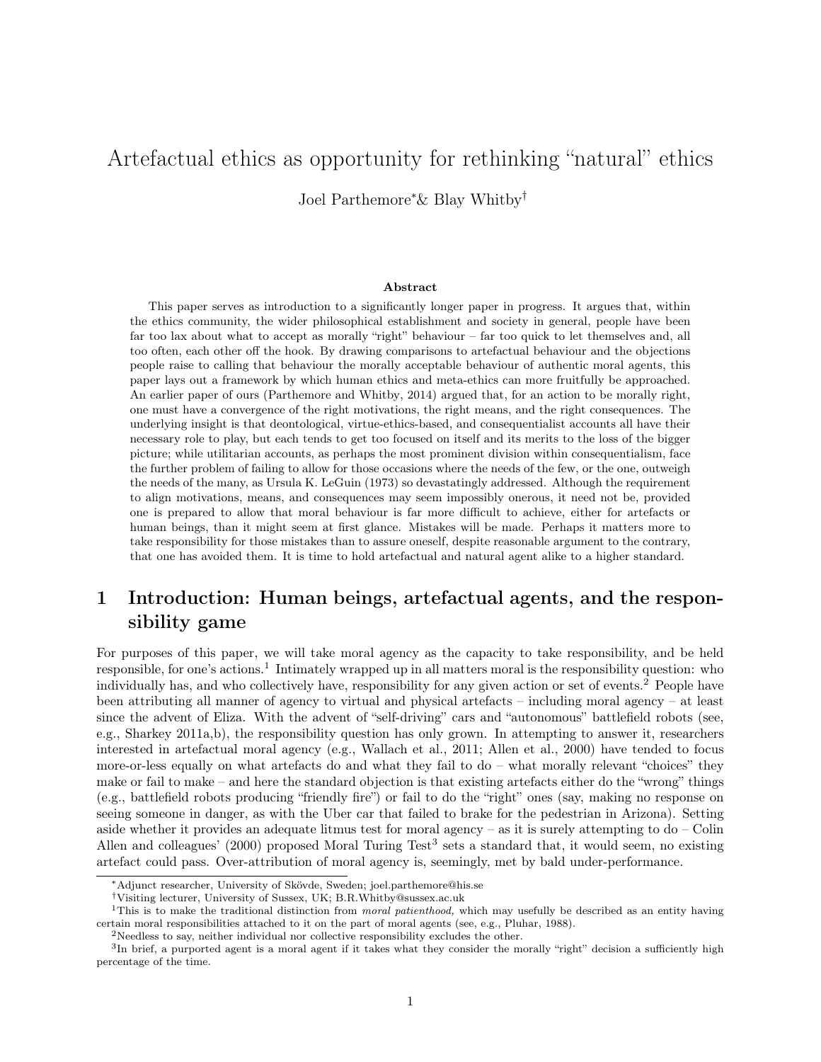# Artefactual ethics as opportunity for rethinking "natural" ethics

Joel Parthemore[*] & Blay Whitby[†]

### Abstract

This paper serves as introduction to a significantly longer paper in progress. It argues that, within the ethics community, the wider philosophical establishment and society in general, people have been far too lax about what to accept as morally "right" behaviour – far too quick to let themselves and, all too often, each other off the hook. By drawing comparisons to artefactual behaviour and the objections people raise to calling that behaviour the morally acceptable behaviour of authentic moral agents, this paper lays out a framework by which human ethics and meta-ethics can more fruitfully be approached. An earlier paper of ours (Parthemore and Whitby, 2014) argued that, for an action to be morally right, one must have a convergence of the right motivations, the right means, and the right consequences. The underlying insight is that deontological, virtue-ethics-based, and consequentialist accounts all have their necessary role to play, but each tends to get too focused on itself and its merits to the loss of the bigger picture; while utilitarian accounts, as perhaps the most prominent division within consequentialism, face the further problem of failing to allow for those occasions where the needs of the few, or the one, outweigh the needs of the many, as Ursula K. LeGuin (1973) so devastatingly addressed. Although the requirement to align motivations, means, and consequences may seem impossibly onerous, it need not be, provided one is prepared to allow that moral behaviour is far more difficult to achieve, either for artefacts or human beings, than it might seem at first glance. Mistakes will be made. Perhaps it matters more to take responsibility for those mistakes than to assure oneself, despite reasonable argument to the contrary, that one has avoided them. It is time to hold artefactual and natural agent alike to a higher standard.

## 1 Introduction: Human beings, artefactual agents, and the responsibility game

For purposes of this paper, we will take moral agency as the capacity to take responsibility, and be held responsible, for one's actions.[1] Intimately wrapped up in all matters moral is the responsibility question: who individually has, and who collectively have, responsibility for any given action or set of events.[2] People have been attributing all manner of agency to virtual and physical artefacts – including moral agency – at least since the advent of Eliza. With the advent of "self-driving" cars and "autonomous" battlefield robots (see, e.g., Sharkey 2011a,b), the responsibility question has only grown. In attempting to answer it, researchers interested in artefactual moral agency (e.g., Wallach et al., 2011; Allen et al., 2000) have tended to focus more-or-less equally on what artefacts do and what they fail to do – what morally relevant "choices" they make or fail to make – and here the standard objection is that existing artefacts either do the "wrong" things (e.g., battlefield robots producing "friendly fire") or fail to do the "right" ones (say, making no response on seeing someone in danger, as with the Uber car that failed to brake for the pedestrian in Arizona). Setting aside whether it provides an adequate litmus test for moral agency – as it is surely attempting to do – Colin Allen and colleagues' (2000) proposed Moral Turing Test[3] sets a standard that, it would seem, no existing artefact could pass. Over-attribution of moral agency is, seemingly, met by bald under-performance.

---

[*] Adjunct researcher, University of Skövde, Sweden; joel.parthemore@his.se

[†] Visiting lecturer, University of Sussex, UK; B.R.Whitby@sussex.ac.uk

[1] This is to make the traditional distinction from *moral patienthood,* which may usefully be described as an entity having certain moral responsibilities attached to it on the part of moral agents (see, e.g., Pluhar, 1988).

[2] Needless to say, neither individual nor collective responsibility excludes the other.

[3] In brief, a purported agent is a moral agent if it takes what they consider the morally "right" decision a sufficiently high percentage of the time.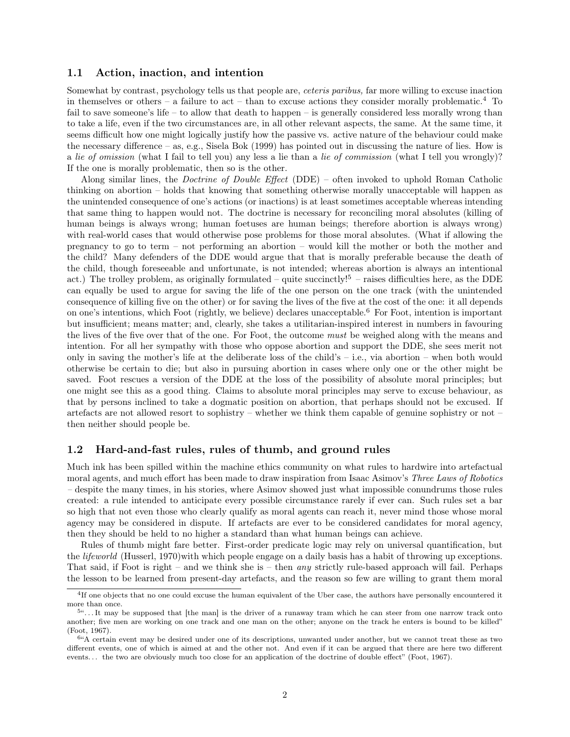## 1.1 Action, inaction, and intention

Somewhat by contrast, psychology tells us that people are, *ceteris paribus,* far more willing to excuse inaction in themselves or others – a failure to act – than to excuse actions they consider morally problematic.[4] To fail to save someone's life – to allow that death to happen – is generally considered less morally wrong than to take a life, even if the two circumstances are, in all other relevant aspects, the same. At the same time, it seems difficult how one might logically justify how the passive vs. active nature of the behaviour could make the necessary difference – as, e.g., Sisela Bok (1999) has pointed out in discussing the nature of lies. How is a *lie of omission* (what I fail to tell you) any less a lie than a *lie of commission* (what I tell you wrongly)? If the one is morally problematic, then so is the other.

Along similar lines, the *Doctrine of Double Effect* (DDE) – often invoked to uphold Roman Catholic thinking on abortion – holds that knowing that something otherwise morally unacceptable will happen as the unintended consequence of one's actions (or inactions) is at least sometimes acceptable whereas intending that same thing to happen would not. The doctrine is necessary for reconciling moral absolutes (killing of human beings is always wrong; human foetuses are human beings; therefore abortion is always wrong) with real-world cases that would otherwise pose problems for those moral absolutes. (What if allowing the pregnancy to go to term – not performing an abortion – would kill the mother or both the mother and the child? Many defenders of the DDE would argue that that is morally preferable because the death of the child, though foreseeable and unfortunate, is not intended; whereas abortion is always an intentional act.) The trolley problem, as originally formulated – quite succinctly![5] – raises difficulties here, as the DDE can equally be used to argue for saving the life of the one person on the one track (with the unintended consequence of killing five on the other) or for saving the lives of the five at the cost of the one: it all depends on one's intentions, which Foot (rightly, we believe) declares unacceptable.[6] For Foot, intention is important but insufficient; means matter; and, clearly, she takes a utilitarian-inspired interest in numbers in favouring the lives of the five over that of the one. For Foot, the outcome *must* be weighed along with the means and intention. For all her sympathy with those who oppose abortion and support the DDE, she sees merit not only in saving the mother's life at the deliberate loss of the child's – i.e., via abortion – when both would otherwise be certain to die; but also in pursuing abortion in cases where only one or the other might be saved. Foot rescues a version of the DDE at the loss of the possibility of absolute moral principles; but one might see this as a good thing. Claims to absolute moral principles may serve to excuse behaviour, as that by persons inclined to take a dogmatic position on abortion, that perhaps should not be excused. If artefacts are not allowed resort to sophistry – whether we think them capable of genuine sophistry or not – then neither should people be.

## 1.2 Hard-and-fast rules, rules of thumb, and ground rules

Much ink has been spilled within the machine ethics community on what rules to hardwire into artefactual moral agents, and much effort has been made to draw inspiration from Isaac Asimov's *Three Laws of Robotics* – despite the many times, in his stories, where Asimov showed just what impossible conundrums those rules created: a rule intended to anticipate every possible circumstance rarely if ever can. Such rules set a bar so high that not even those who clearly qualify as moral agents can reach it, never mind those whose moral agency may be considered in dispute. If artefacts are ever to be considered candidates for moral agency, then they should be held to no higher a standard than what human beings can achieve.

Rules of thumb might fare better. First-order predicate logic may rely on universal quantification, but the *lifeworld* (Husserl, 1970)with which people engage on a daily basis has a habit of throwing up exceptions. That said, if Foot is right – and we think she is – then *any* strictly rule-based approach will fail. Perhaps the lesson to be learned from present-day artefacts, and the reason so few are willing to grant them moral

---

[4] If one objects that no one could excuse the human equivalent of the Uber case, the authors have personally encountered it more than once.

[5] "...It may be supposed that [the man] is the driver of a runaway tram which he can steer from one narrow track onto another; five men are working on one track and one man on the other; anyone on the track he enters is bound to be killed" (Foot, 1967).

[6] "A certain event may be desired under one of its descriptions, unwanted under another, but we cannot treat these as two different events, one of which is aimed at and the other not. And even if it can be argued that there are here two different events... the two are obviously much too close for an application of the doctrine of double effect" (Foot, 1967).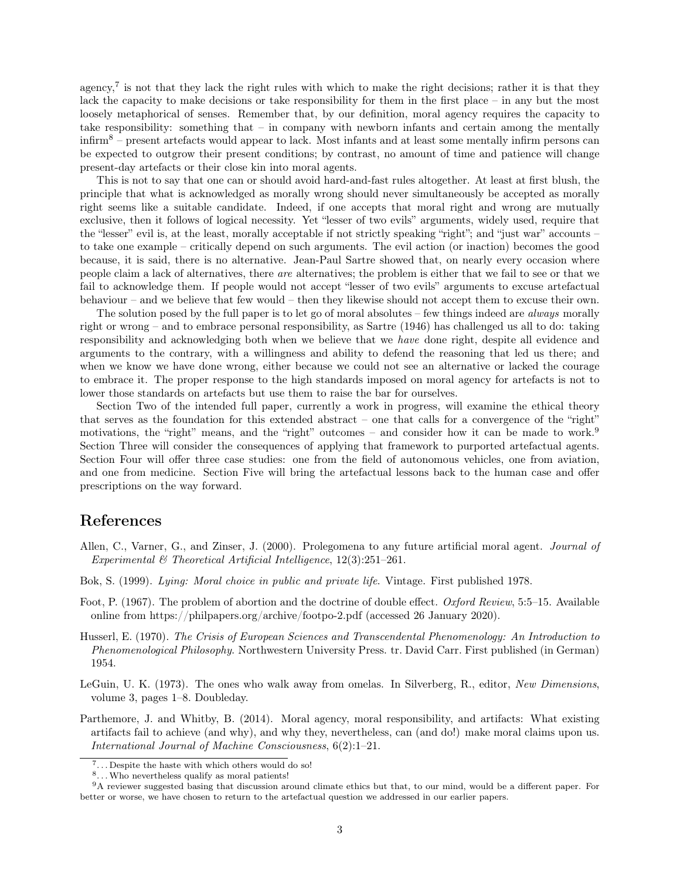agency,[7] is not that they lack the right rules with which to make the right decisions; rather it is that they lack the capacity to make decisions or take responsibility for them in the first place – in any but the most loosely metaphorical of senses. Remember that, by our definition, moral agency requires the capacity to take responsibility: something that – in company with newborn infants and certain among the mentally infirm[8] – present artefacts would appear to lack. Most infants and at least some mentally infirm persons can be expected to outgrow their present conditions; by contrast, no amount of time and patience will change present-day artefacts or their close kin into moral agents.

This is not to say that one can or should avoid hard-and-fast rules altogether. At least at first blush, the principle that what is acknowledged as morally wrong should never simultaneously be accepted as morally right seems like a suitable candidate. Indeed, if one accepts that moral right and wrong are mutually exclusive, then it follows of logical necessity. Yet "lesser of two evils" arguments, widely used, require that the "lesser" evil is, at the least, morally acceptable if not strictly speaking "right"; and "just war" accounts – to take one example – critically depend on such arguments. The evil action (or inaction) becomes the good because, it is said, there is no alternative. Jean-Paul Sartre showed that, on nearly every occasion where people claim a lack of alternatives, there *are* alternatives; the problem is either that we fail to see or that we fail to acknowledge them. If people would not accept "lesser of two evils" arguments to excuse artefactual behaviour – and we believe that few would – then they likewise should not accept them to excuse their own.

The solution posed by the full paper is to let go of moral absolutes – few things indeed are *always* morally right or wrong – and to embrace personal responsibility, as Sartre (1946) has challenged us all to do: taking responsibility and acknowledging both when we believe that we *have* done right, despite all evidence and arguments to the contrary, with a willingness and ability to defend the reasoning that led us there; and when we know we have done wrong, either because we could not see an alternative or lacked the courage to embrace it. The proper response to the high standards imposed on moral agency for artefacts is not to lower those standards on artefacts but use them to raise the bar for ourselves.

Section Two of the intended full paper, currently a work in progress, will examine the ethical theory that serves as the foundation for this extended abstract – one that calls for a convergence of the "right" motivations, the "right" means, and the "right" outcomes – and consider how it can be made to work.[9] Section Three will consider the consequences of applying that framework to purported artefactual agents. Section Four will offer three case studies: one from the field of autonomous vehicles, one from aviation, and one from medicine. Section Five will bring the artefactual lessons back to the human case and offer prescriptions on the way forward.

## References

Allen, C., Varner, G., and Zinser, J. (2000). Prolegomena to any future artificial moral agent. *Journal of Experimental & Theoretical Artificial Intelligence*, 12(3):251–261.

Bok, S. (1999). *Lying: Moral choice in public and private life*. Vintage. First published 1978.

Foot, P. (1967). The problem of abortion and the doctrine of double effect. *Oxford Review*, 5:5–15. Available online from https://philpapers.org/archive/footpo-2.pdf (accessed 26 January 2020).

Husserl, E. (1970). *The Crisis of European Sciences and Transcendental Phenomenology: An Introduction to Phenomenological Philosophy*. Northwestern University Press. tr. David Carr. First published (in German) 1954.

LeGuin, U. K. (1973). The ones who walk away from omelas. In Silverberg, R., editor, *New Dimensions*, volume 3, pages 1–8. Doubleday.

Parthemore, J. and Whitby, B. (2014). Moral agency, moral responsibility, and artifacts: What existing artifacts fail to achieve (and why), and why they, nevertheless, can (and do!) make moral claims upon us. *International Journal of Machine Consciousness*, 6(2):1–21.

---

[7] . . . Despite the haste with which others would do so!

[8] . . . Who nevertheless qualify as moral patients!

[9] A reviewer suggested basing that discussion around climate ethics but that, to our mind, would be a different paper. For better or worse, we have chosen to return to the artefactual question we addressed in our earlier papers.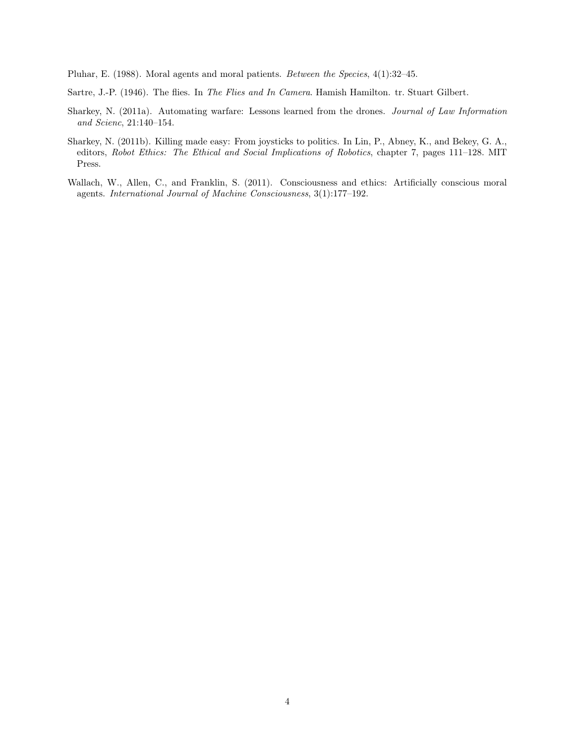Pluhar, E. (1988). Moral agents and moral patients. *Between the Species*, 4(1):32–45.

Sartre, J.-P. (1946). The flies. In *The Flies and In Camera*. Hamish Hamilton. tr. Stuart Gilbert.

Sharkey, N. (2011a). Automating warfare: Lessons learned from the drones. *Journal of Law Information and Scienc*, 21:140–154.

Sharkey, N. (2011b). Killing made easy: From joysticks to politics. In Lin, P., Abney, K., and Bekey, G. A., editors, *Robot Ethics: The Ethical and Social Implications of Robotics*, chapter 7, pages 111–128. MIT Press.

Wallach, W., Allen, C., and Franklin, S. (2011). Consciousness and ethics: Artificially conscious moral agents. *International Journal of Machine Consciousness*, 3(1):177–192.